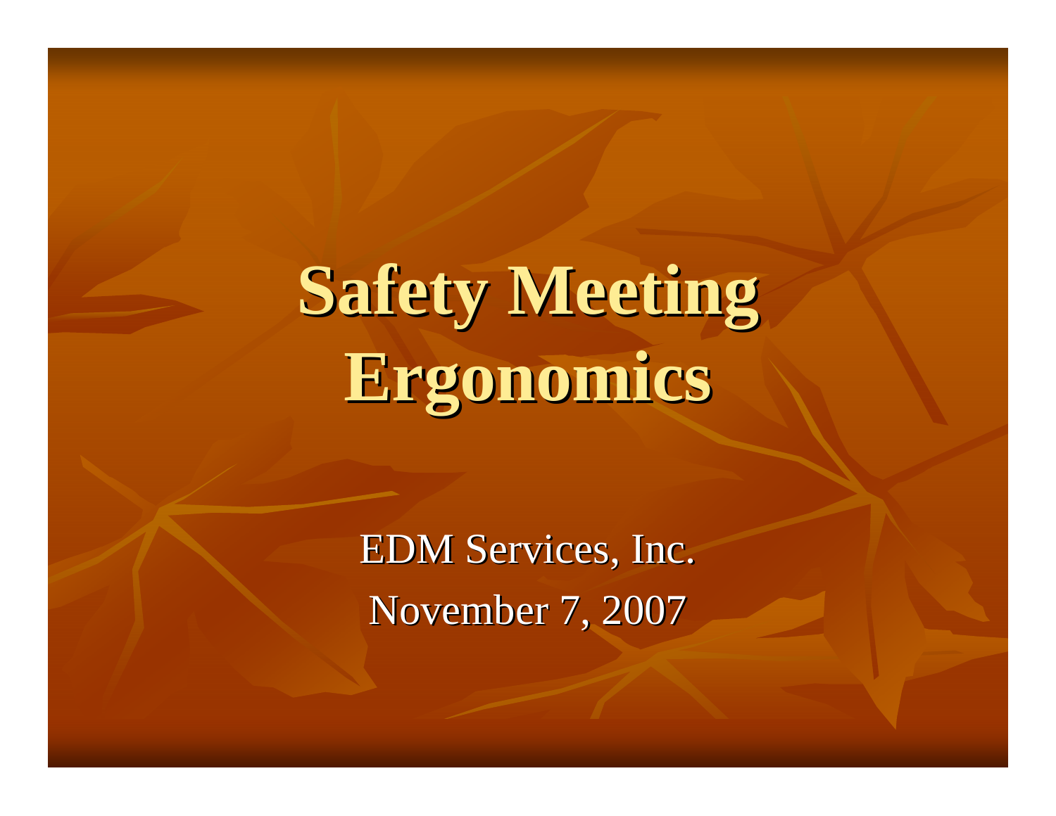# Safety Meeting Ergonomics

EDM Services, Inc.

November 7, 2007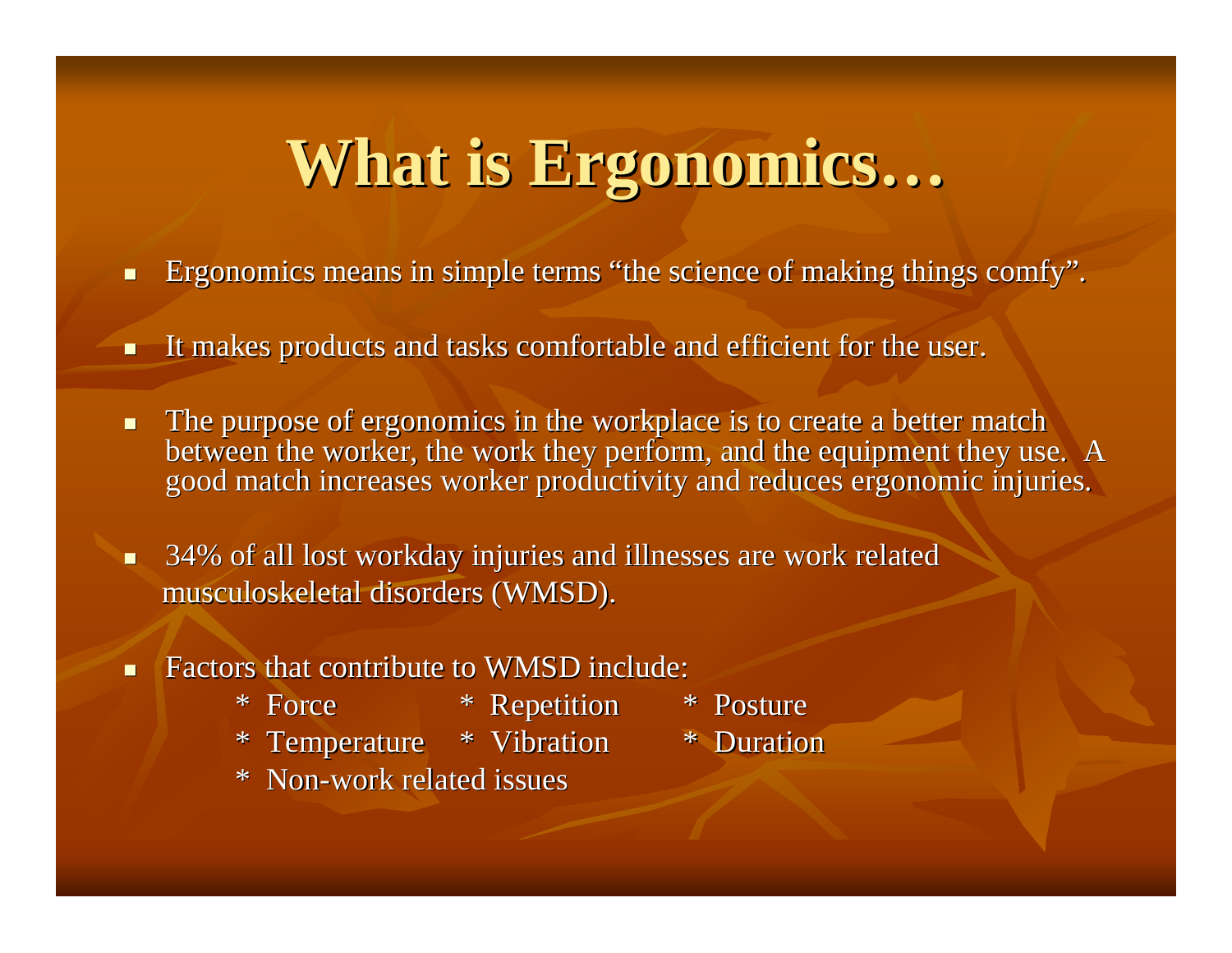# What is Ergonomics…

- Ergonomics means in simple terms "the science of making things comfy".
- It makes products and tasks comfortable and efficient for the user.
- The purpose of ergonomics in the workplace is to create a better match between the worker, the work they perform, and the equipment they use. A good match increases worker productivity and reduces ergonomic injuries.
- 34% of all lost workday injuries and illnesses are work related musculoskeletal disorders (WMSD).
- Factors that contribute to WMSD include:
  - * Force * Repetition * Posture
  - * Temperature * Vibration * Duration
  - * Non-work related issues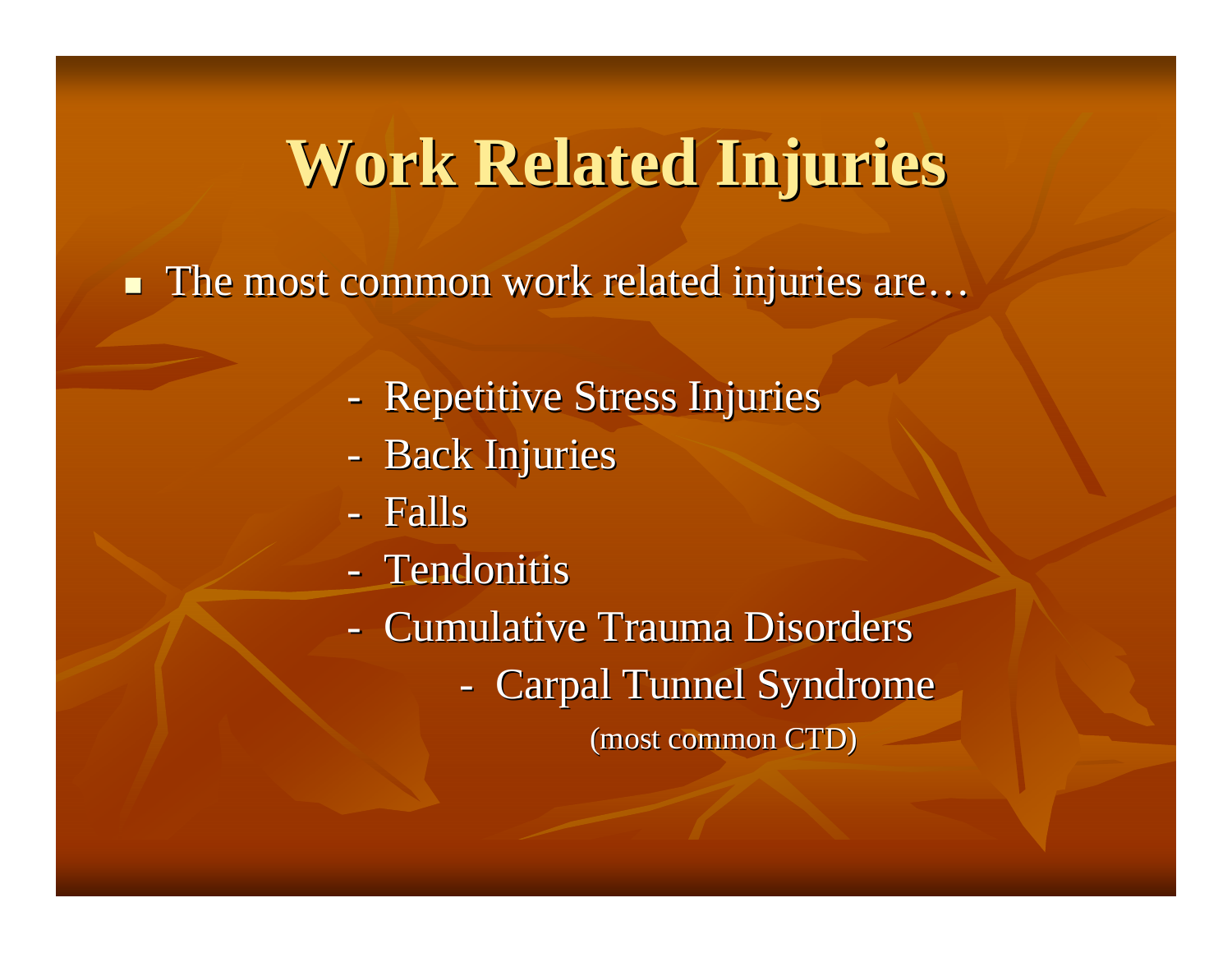# Work Related Injuries

- The most common work related injuries are…

  - Repetitive Stress Injuries
  - Back Injuries
  - Falls
  - Tendonitis
  - Cumulative Trauma Disorders
    - Carpal Tunnel Syndrome
      (most common CTD)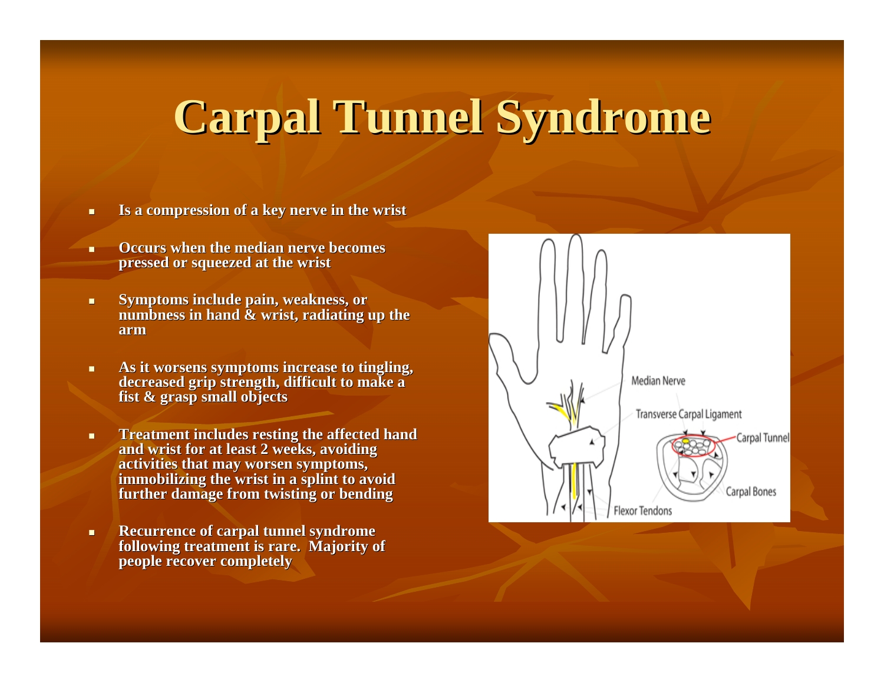# Carpal Tunnel Syndrome

- Is a compression of a key nerve in the wrist
- Occurs when the median nerve becomes pressed or squeezed at the wrist
- Symptoms include pain, weakness, or numbness in hand & wrist, radiating up the arm
- As it worsens symptoms increase to tingling, decreased grip strength, difficult to make a fist & grasp small objects
- Treatment includes resting the affected hand and wrist for at least 2 weeks, avoiding activities that may worsen symptoms, immobilizing the wrist in a splint to avoid further damage from twisting or bending
- Recurrence of carpal tunnel syndrome following treatment is rare. Majority of people recover completely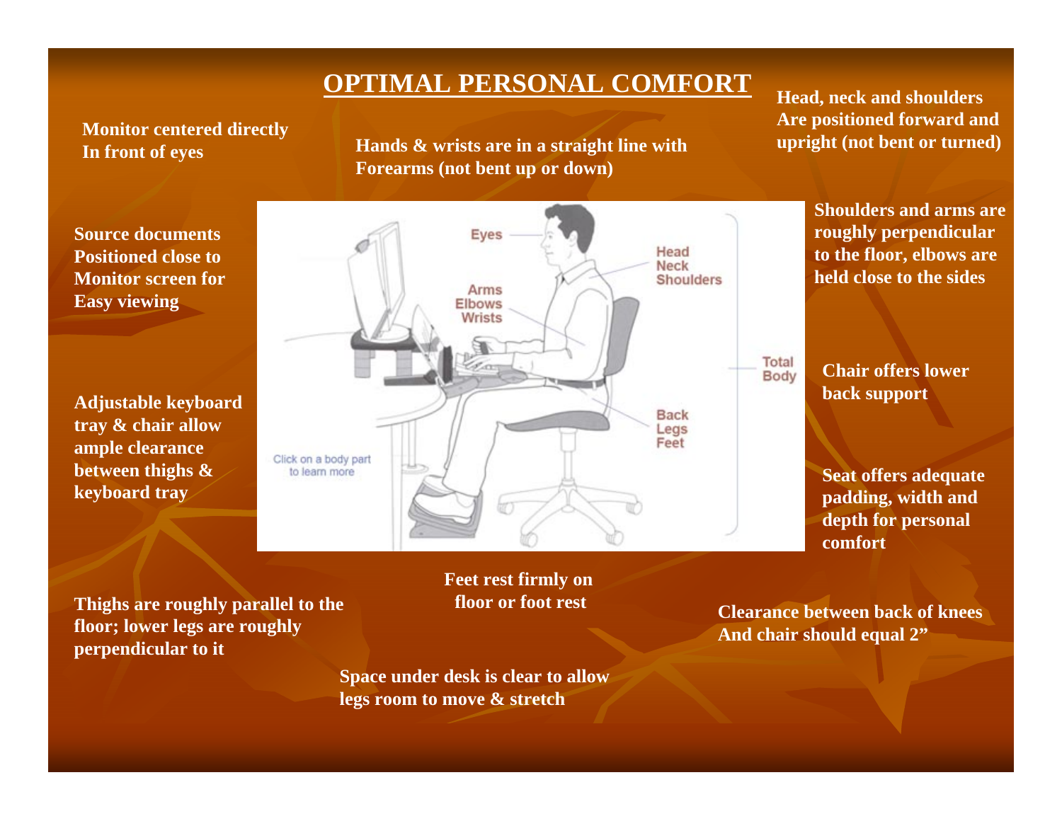# OPTIMAL PERSONAL COMFORT

**Monitor centered directly In front of eyes**

**Hands & wrists are in a straight line with Forearms (not bent up or down)**

**Head, neck and shoulders Are positioned forward and upright (not bent or turned)**

**Source documents Positioned close to Monitor screen for Easy viewing**

**Shoulders and arms are roughly perpendicular to the floor, elbows are held close to the sides**

**Adjustable keyboard tray & chair allow ample clearance between thighs & keyboard tray**

**Chair offers lower back support**

**Seat offers adequate padding, width and depth for personal comfort**

**Thighs are roughly parallel to the floor; lower legs are roughly perpendicular to it**

**Feet rest firmly on floor or foot rest**

**Clearance between back of knees And chair should equal 2"**

**Space under desk is clear to allow legs room to move & stretch**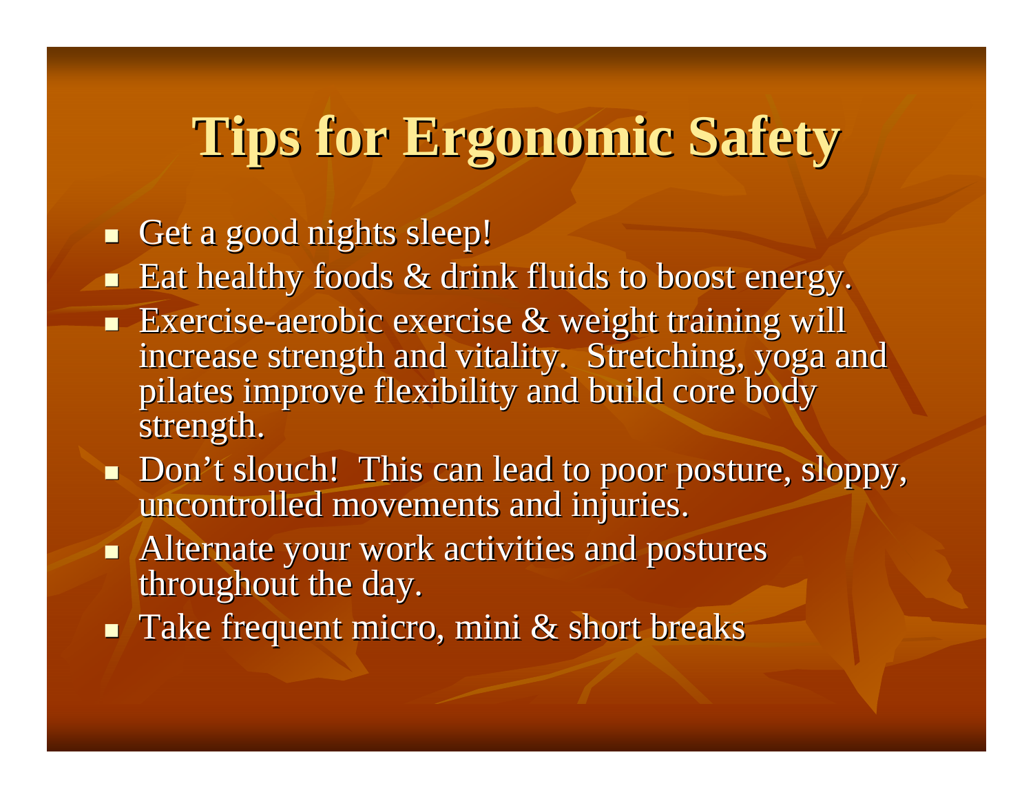# Tips for Ergonomic Safety

- Get a good nights sleep!
- Eat healthy foods & drink fluids to boost energy.
- Exercise-aerobic exercise & weight training will increase strength and vitality. Stretching, yoga and pilates improve flexibility and build core body strength.
- Don't slouch! This can lead to poor posture, sloppy, uncontrolled movements and injuries.
- Alternate your work activities and postures throughout the day.
- Take frequent micro, mini & short breaks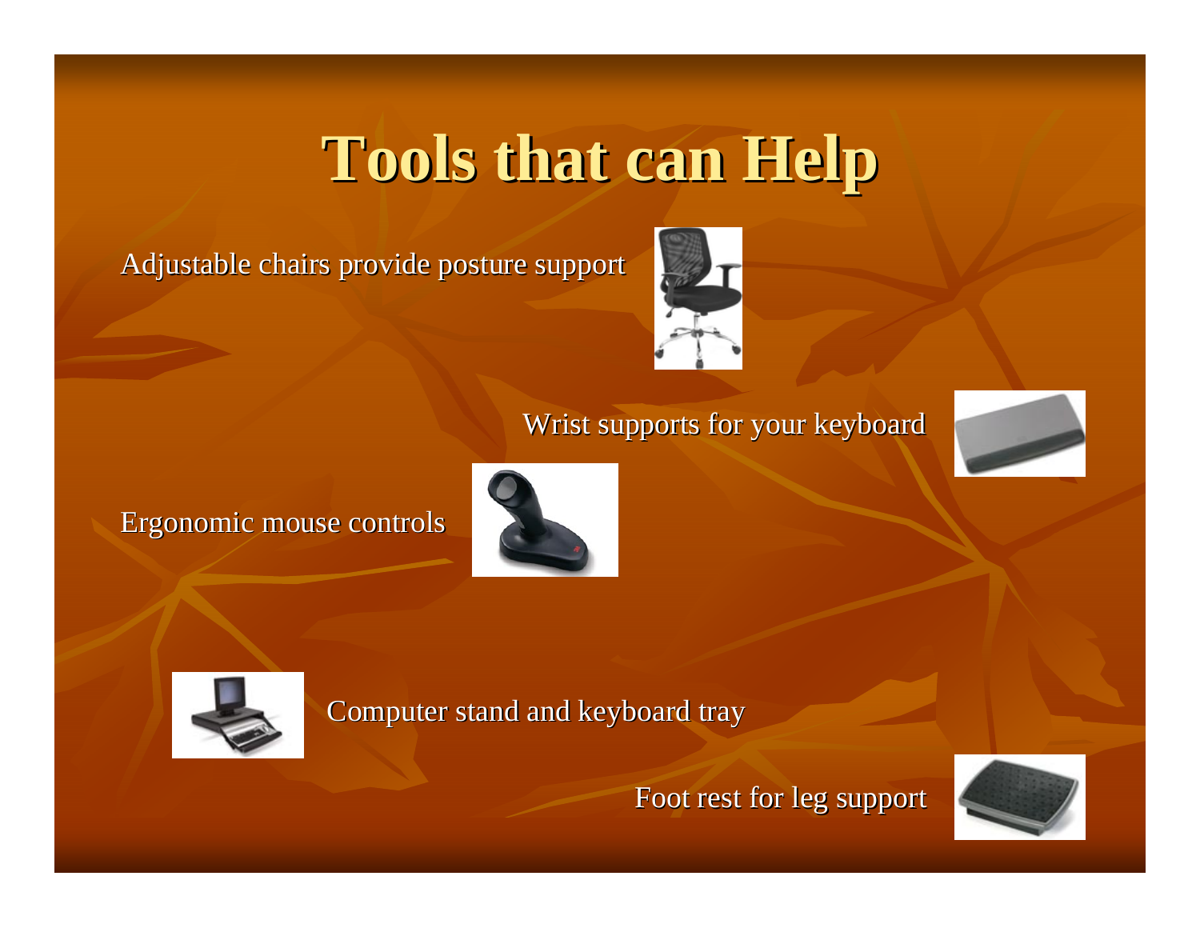# Tools that can Help

Adjustable chairs provide posture support

Wrist supports for your keyboard

Ergonomic mouse controls

Computer stand and keyboard tray

Foot rest for leg support